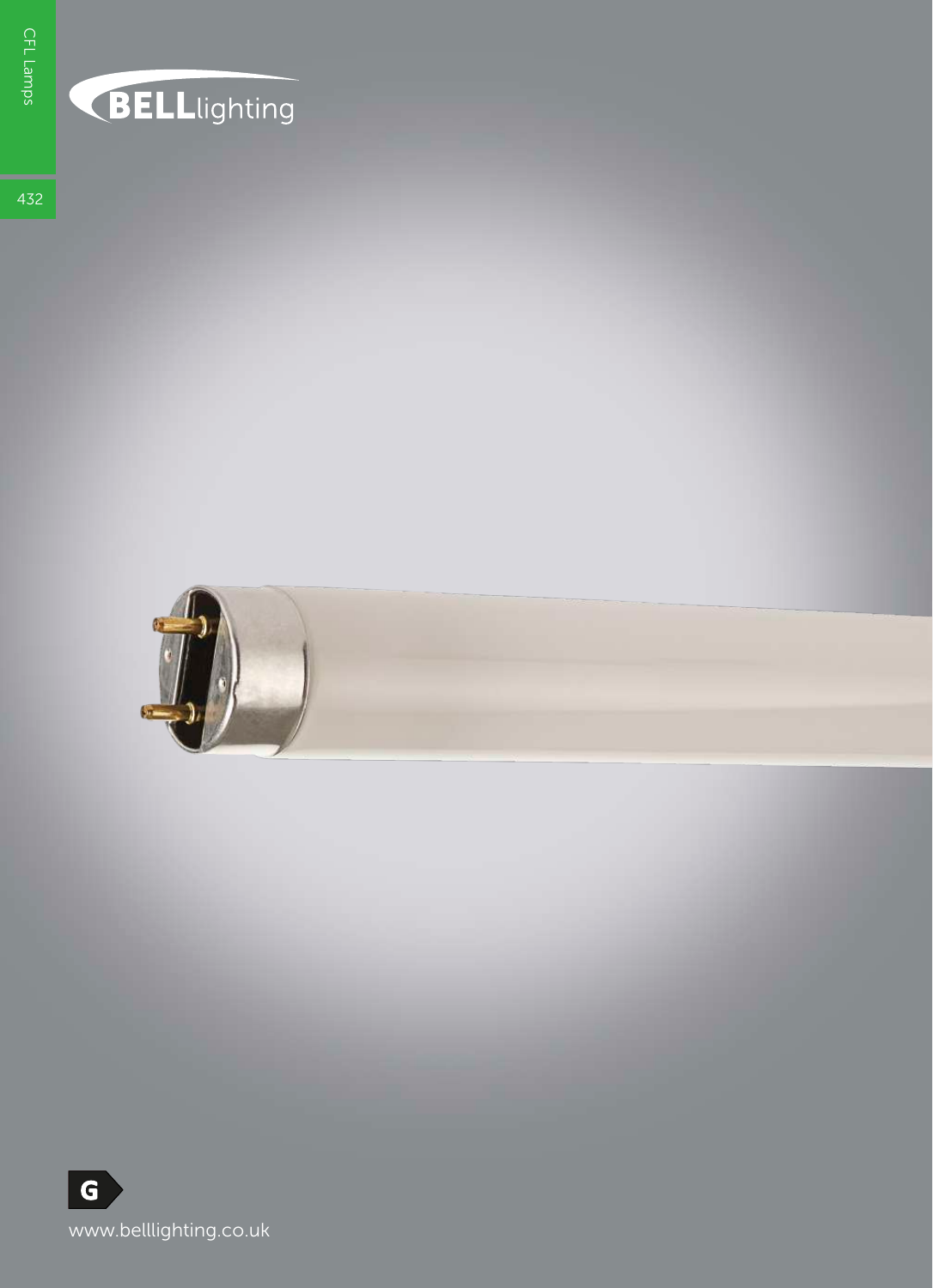BELLlighting

G

www.belllighting.co.uk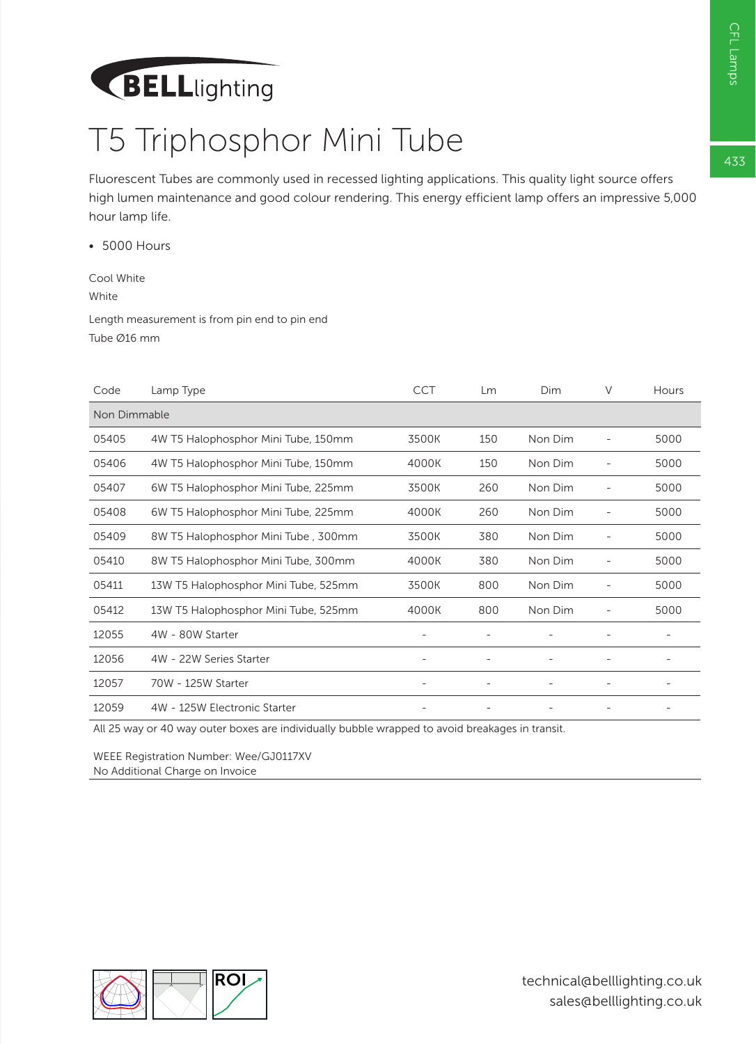BELLlighting

# T5 Triphosphor Mini Tube

Fluorescent Tubes are commonly used in recessed lighting applications. This quality light source offers high lumen maintenance and good colour rendering. This energy efficient lamp offers an impressive 5,000 hour lamp life.

- 5000 Hours

Cool White
White

Length measurement is from pin end to pin end
Tube Ø16 mm

| Code | Lamp Type | CCT | Lm | Dim | V | Hours |
|---|---|---|---|---|---|---|
| Non Dimmable | | | | | | |
| 05405 | 4W T5 Halophosphor Mini Tube, 150mm | 3500K | 150 | Non Dim | - | 5000 |
| 05406 | 4W T5 Halophosphor Mini Tube, 150mm | 4000K | 150 | Non Dim | - | 5000 |
| 05407 | 6W T5 Halophosphor Mini Tube, 225mm | 3500K | 260 | Non Dim | - | 5000 |
| 05408 | 6W T5 Halophosphor Mini Tube, 225mm | 4000K | 260 | Non Dim | - | 5000 |
| 05409 | 8W T5 Halophosphor Mini Tube , 300mm | 3500K | 380 | Non Dim | - | 5000 |
| 05410 | 8W T5 Halophosphor Mini Tube, 300mm | 4000K | 380 | Non Dim | - | 5000 |
| 05411 | 13W T5 Halophosphor Mini Tube, 525mm | 3500K | 800 | Non Dim | - | 5000 |
| 05412 | 13W T5 Halophosphor Mini Tube, 525mm | 4000K | 800 | Non Dim | - | 5000 |
| 12055 | 4W - 80W Starter | - | - | - | - | - |
| 12056 | 4W - 22W Series Starter | - | - | - | - | - |
| 12057 | 70W - 125W Starter | - | - | - | - | - |
| 12059 | 4W - 125W Electronic Starter | - | - | - | - | - |

All 25 way or 40 way outer boxes are individually bubble wrapped to avoid breakages in transit.

WEEE Registration Number: Wee/GJ0117XV
No Additional Charge on Invoice

ROI

technical@belllighting.co.uk
sales@belllighting.co.uk